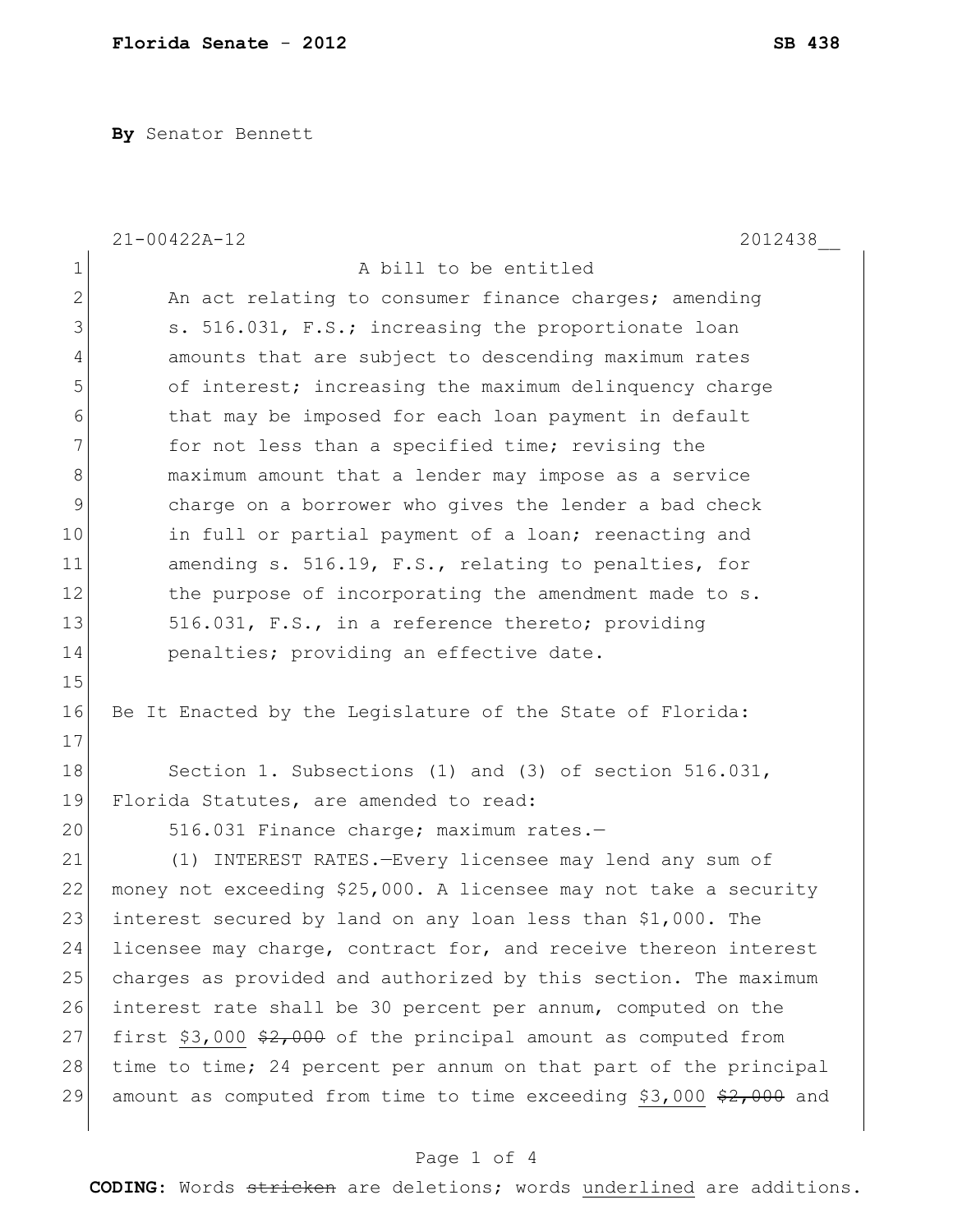**By** Senator Bennett

21-00422A-12 2012438__

A bill to be entitled

An act relating to consumer finance charges; amending s. 516.031, F.S.; increasing the proportionate loan amounts that are subject to descending maximum rates of interest; increasing the maximum delinquency charge that may be imposed for each loan payment in default for not less than a specified time; revising the maximum amount that a lender may impose as a service charge on a borrower who gives the lender a bad check in full or partial payment of a loan; reenacting and amending s. 516.19, F.S., relating to penalties, for the purpose of incorporating the amendment made to s. 516.031, F.S., in a reference thereto; providing penalties; providing an effective date.

Be It Enacted by the Legislature of the State of Florida:

Section 1. Subsections (1) and (3) of section 516.031, Florida Statutes, are amended to read:

516.031 Finance charge; maximum rates.—

(1) INTEREST RATES.—Every licensee may lend any sum of money not exceeding $25,000. A licensee may not take a security interest secured by land on any loan less than $1,000. The licensee may charge, contract for, and receive thereon interest charges as provided and authorized by this section. The maximum interest rate shall be 30 percent per annum, computed on the first <u>$3,000</u> ~~$2,000~~ of the principal amount as computed from time to time; 24 percent per annum on that part of the principal amount as computed from time to time exceeding <u>$3,000</u> ~~$2,000~~ and

**CODING:** Words ~~stricken~~ are deletions; words <u>underlined</u> are additions.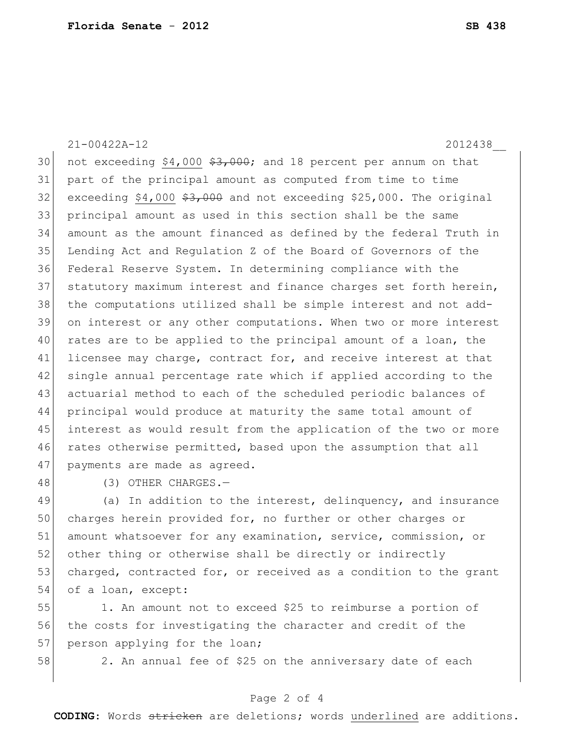21-00422A-12 2012438__

not exceeding <u>$4,000</u> ~~$3,000~~; and 18 percent per annum on that part of the principal amount as computed from time to time exceeding <u>$4,000</u> ~~$3,000~~ and not exceeding $25,000. The original principal amount as used in this section shall be the same amount as the amount financed as defined by the federal Truth in Lending Act and Regulation Z of the Board of Governors of the Federal Reserve System. In determining compliance with the statutory maximum interest and finance charges set forth herein, the computations utilized shall be simple interest and not add-on interest or any other computations. When two or more interest rates are to be applied to the principal amount of a loan, the licensee may charge, contract for, and receive interest at that single annual percentage rate which if applied according to the actuarial method to each of the scheduled periodic balances of principal would produce at maturity the same total amount of interest as would result from the application of the two or more rates otherwise permitted, based upon the assumption that all payments are made as agreed.

(3) OTHER CHARGES.—

(a) In addition to the interest, delinquency, and insurance charges herein provided for, no further or other charges or amount whatsoever for any examination, service, commission, or other thing or otherwise shall be directly or indirectly charged, contracted for, or received as a condition to the grant of a loan, except:

1. An amount not to exceed $25 to reimburse a portion of the costs for investigating the character and credit of the person applying for the loan;

2. An annual fee of $25 on the anniversary date of each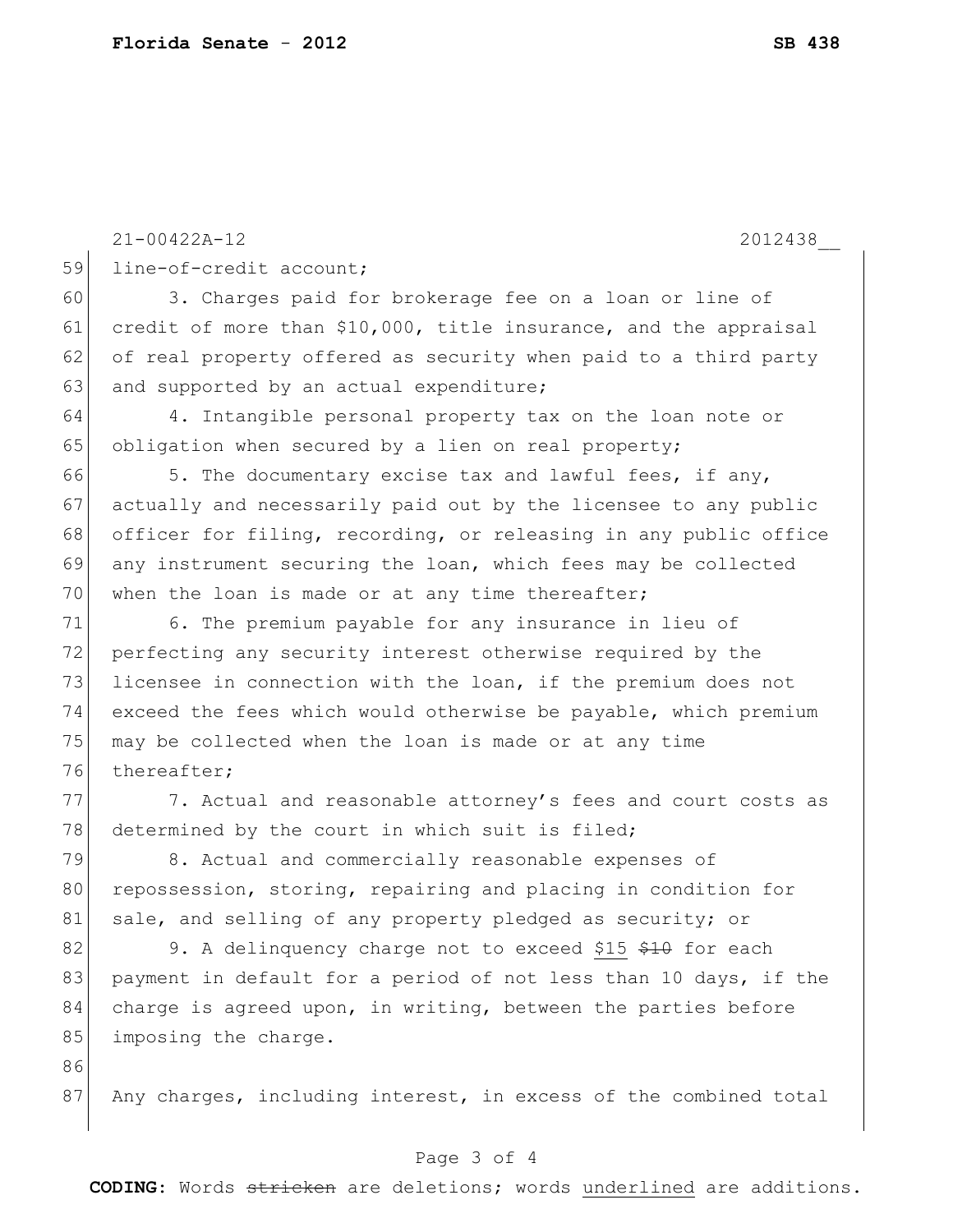line-of-credit account;

3. Charges paid for brokerage fee on a loan or line of credit of more than $10,000, title insurance, and the appraisal of real property offered as security when paid to a third party and supported by an actual expenditure;

4. Intangible personal property tax on the loan note or obligation when secured by a lien on real property;

5. The documentary excise tax and lawful fees, if any, actually and necessarily paid out by the licensee to any public officer for filing, recording, or releasing in any public office any instrument securing the loan, which fees may be collected when the loan is made or at any time thereafter;

6. The premium payable for any insurance in lieu of perfecting any security interest otherwise required by the licensee in connection with the loan, if the premium does not exceed the fees which would otherwise be payable, which premium may be collected when the loan is made or at any time thereafter;

7. Actual and reasonable attorney's fees and court costs as determined by the court in which suit is filed;

8. Actual and commercially reasonable expenses of repossession, storing, repairing and placing in condition for sale, and selling of any property pledged as security; or

9. A delinquency charge not to exceed <u>$15</u> ~~$10~~ for each payment in default for a period of not less than 10 days, if the charge is agreed upon, in writing, between the parties before imposing the charge.

Any charges, including interest, in excess of the combined total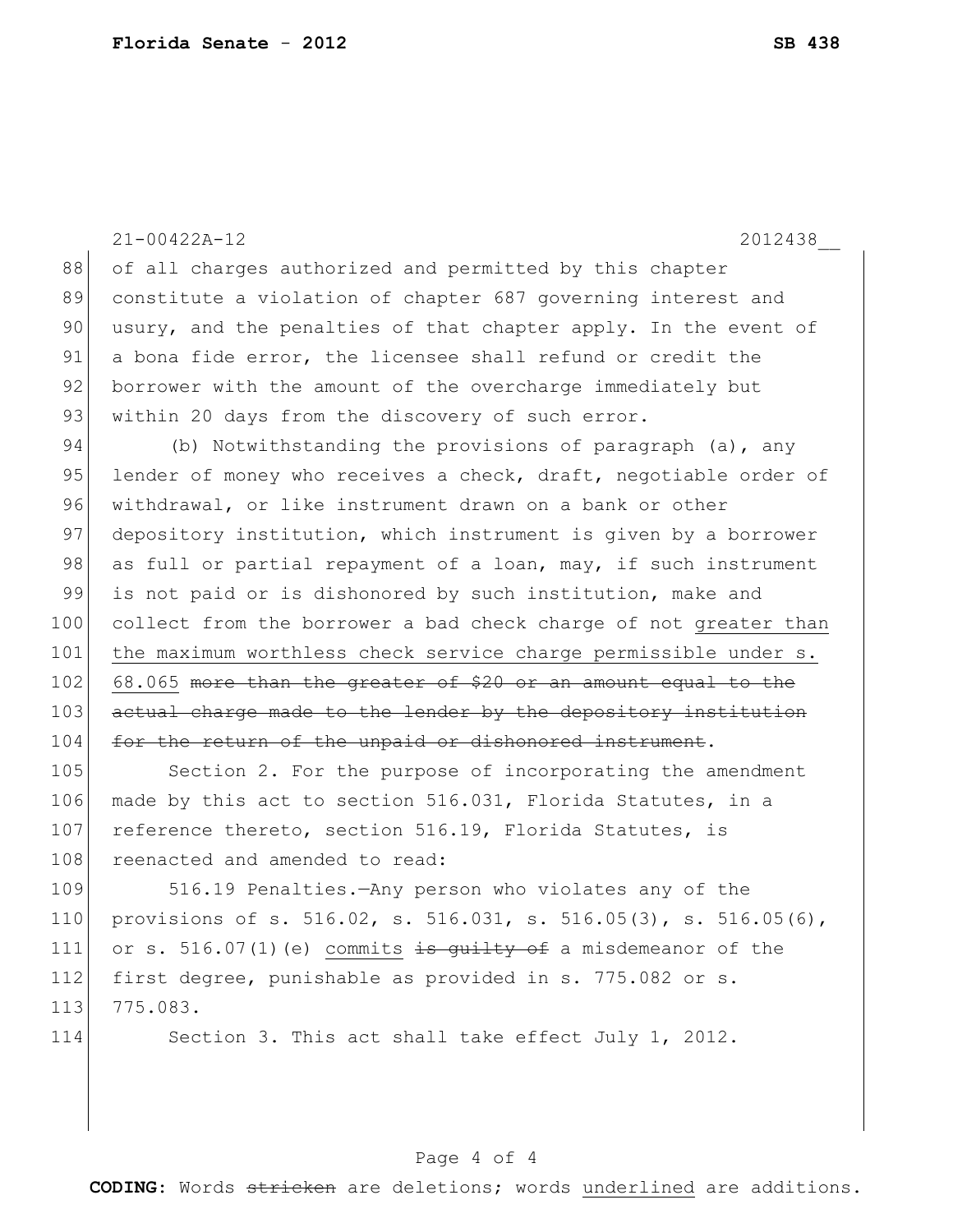88 of all charges authorized and permitted by this chapter
89 constitute a violation of chapter 687 governing interest and
90 usury, and the penalties of that chapter apply. In the event of
91 a bona fide error, the licensee shall refund or credit the
92 borrower with the amount of the overcharge immediately but
93 within 20 days from the discovery of such error.

94 (b) Notwithstanding the provisions of paragraph (a), any
95 lender of money who receives a check, draft, negotiable order of
96 withdrawal, or like instrument drawn on a bank or other
97 depository institution, which instrument is given by a borrower
98 as full or partial repayment of a loan, may, if such instrument
99 is not paid or is dishonored by such institution, make and
100 collect from the borrower a bad check charge of not <u>greater than</u>
101 <u>the maximum worthless check service charge permissible under s.</u>
102 <u>68.065</u> ~~more than the greater of $20 or an amount equal to the~~
103 ~~actual charge made to the lender by the depository institution~~
104 ~~for the return of the unpaid or dishonored instrument~~.

105 Section 2. For the purpose of incorporating the amendment
106 made by this act to section 516.031, Florida Statutes, in a
107 reference thereto, section 516.19, Florida Statutes, is
108 reenacted and amended to read:

109 516.19 Penalties.—Any person who violates any of the
110 provisions of s. 516.02, s. 516.031, s. 516.05(3), s. 516.05(6),
111 or s. 516.07(1)(e) <u>commits</u> ~~is guilty of~~ a misdemeanor of the
112 first degree, punishable as provided in s. 775.082 or s.
113 775.083.

114 Section 3. This act shall take effect July 1, 2012.

**CODING:** Words ~~stricken~~ are deletions; words <u>underlined</u> are additions.